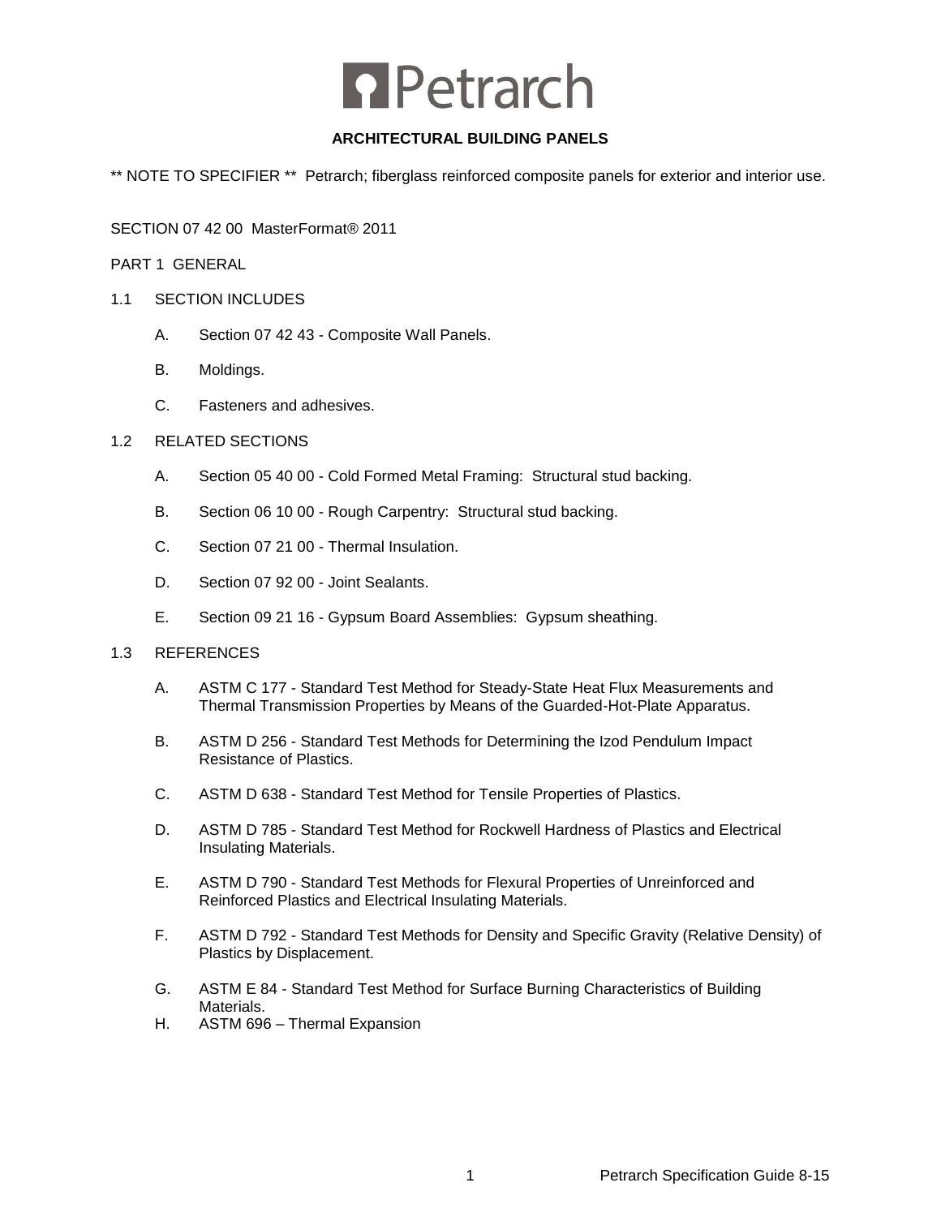# Petrarch

## ARCHITECTURAL BUILDING PANELS

** NOTE TO SPECIFIER ** Petrarch; fiberglass reinforced composite panels for exterior and interior use.

SECTION 07 42 00 MasterFormat® 2011

PART 1 GENERAL

1.1 SECTION INCLUDES

- A. Section 07 42 43 - Composite Wall Panels.
- B. Moldings.
- C. Fasteners and adhesives.

1.2 RELATED SECTIONS

- A. Section 05 40 00 - Cold Formed Metal Framing: Structural stud backing.
- B. Section 06 10 00 - Rough Carpentry: Structural stud backing.
- C. Section 07 21 00 - Thermal Insulation.
- D. Section 07 92 00 - Joint Sealants.
- E. Section 09 21 16 - Gypsum Board Assemblies: Gypsum sheathing.

1.3 REFERENCES

- A. ASTM C 177 - Standard Test Method for Steady-State Heat Flux Measurements and Thermal Transmission Properties by Means of the Guarded-Hot-Plate Apparatus.
- B. ASTM D 256 - Standard Test Methods for Determining the Izod Pendulum Impact Resistance of Plastics.
- C. ASTM D 638 - Standard Test Method for Tensile Properties of Plastics.
- D. ASTM D 785 - Standard Test Method for Rockwell Hardness of Plastics and Electrical Insulating Materials.
- E. ASTM D 790 - Standard Test Methods for Flexural Properties of Unreinforced and Reinforced Plastics and Electrical Insulating Materials.
- F. ASTM D 792 - Standard Test Methods for Density and Specific Gravity (Relative Density) of Plastics by Displacement.
- G. ASTM E 84 - Standard Test Method for Surface Burning Characteristics of Building Materials.
- H. ASTM 696 – Thermal Expansion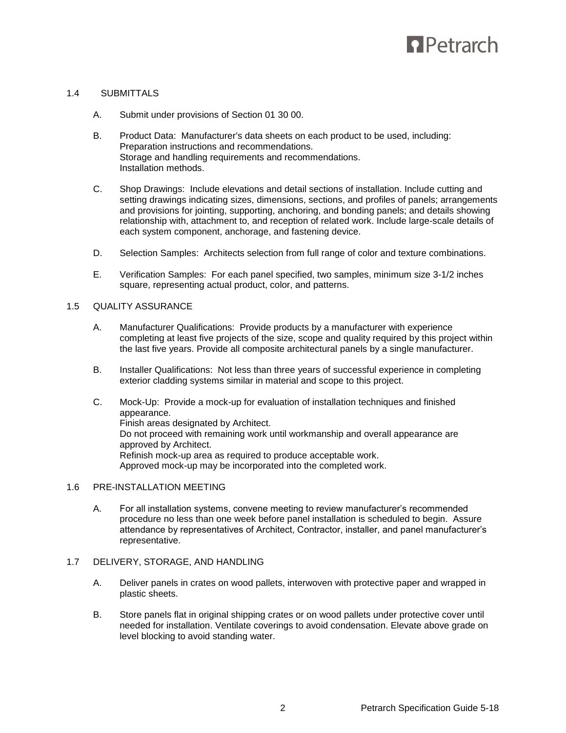## 1.4 SUBMITTALS

A. Submit under provisions of Section 01 30 00.

B. Product Data: Manufacturer's data sheets on each product to be used, including:
Preparation instructions and recommendations.
Storage and handling requirements and recommendations.
Installation methods.

C. Shop Drawings: Include elevations and detail sections of installation. Include cutting and setting drawings indicating sizes, dimensions, sections, and profiles of panels; arrangements and provisions for jointing, supporting, anchoring, and bonding panels; and details showing relationship with, attachment to, and reception of related work. Include large-scale details of each system component, anchorage, and fastening device.

D. Selection Samples: Architects selection from full range of color and texture combinations.

E. Verification Samples: For each panel specified, two samples, minimum size 3-1/2 inches square, representing actual product, color, and patterns.

## 1.5 QUALITY ASSURANCE

A. Manufacturer Qualifications: Provide products by a manufacturer with experience completing at least five projects of the size, scope and quality required by this project within the last five years. Provide all composite architectural panels by a single manufacturer.

B. Installer Qualifications: Not less than three years of successful experience in completing exterior cladding systems similar in material and scope to this project.

C. Mock-Up: Provide a mock-up for evaluation of installation techniques and finished appearance.
Finish areas designated by Architect.
Do not proceed with remaining work until workmanship and overall appearance are approved by Architect.
Refinish mock-up area as required to produce acceptable work.
Approved mock-up may be incorporated into the completed work.

## 1.6 PRE-INSTALLATION MEETING

A. For all installation systems, convene meeting to review manufacturer's recommended procedure no less than one week before panel installation is scheduled to begin. Assure attendance by representatives of Architect, Contractor, installer, and panel manufacturer's representative.

## 1.7 DELIVERY, STORAGE, AND HANDLING

A. Deliver panels in crates on wood pallets, interwoven with protective paper and wrapped in plastic sheets.

B. Store panels flat in original shipping crates or on wood pallets under protective cover until needed for installation. Ventilate coverings to avoid condensation. Elevate above grade on level blocking to avoid standing water.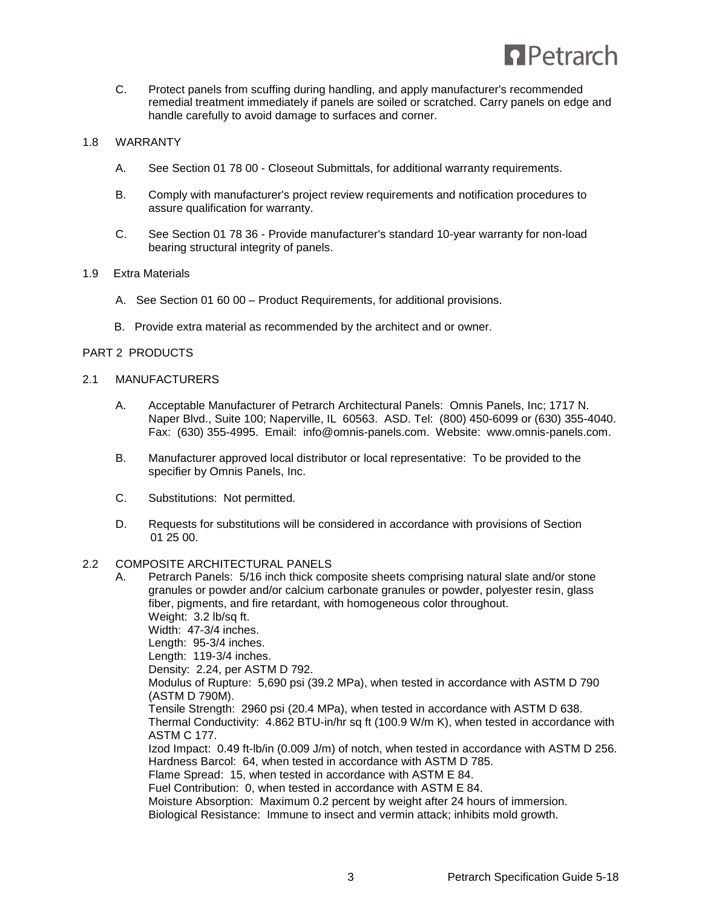C. Protect panels from scuffing during handling, and apply manufacturer's recommended remedial treatment immediately if panels are soiled or scratched. Carry panels on edge and handle carefully to avoid damage to surfaces and corner.

1.8 WARRANTY

A. See Section 01 78 00 - Closeout Submittals, for additional warranty requirements.

B. Comply with manufacturer's project review requirements and notification procedures to assure qualification for warranty.

C. See Section 01 78 36 - Provide manufacturer's standard 10-year warranty for non-load bearing structural integrity of panels.

1.9 Extra Materials

A. See Section 01 60 00 – Product Requirements, for additional provisions.

B. Provide extra material as recommended by the architect and or owner.

PART 2 PRODUCTS

2.1 MANUFACTURERS

A. Acceptable Manufacturer of Petrarch Architectural Panels: Omnis Panels, Inc; 1717 N. Naper Blvd., Suite 100; Naperville, IL 60563. ASD. Tel: (800) 450-6099 or (630) 355-4040. Fax: (630) 355-4995. Email: info@omnis-panels.com. Website: www.omnis-panels.com.

B. Manufacturer approved local distributor or local representative: To be provided to the specifier by Omnis Panels, Inc.

C. Substitutions: Not permitted.

D. Requests for substitutions will be considered in accordance with provisions of Section 01 25 00.

2.2 COMPOSITE ARCHITECTURAL PANELS

A. Petrarch Panels: 5/16 inch thick composite sheets comprising natural slate and/or stone granules or powder and/or calcium carbonate granules or powder, polyester resin, glass fiber, pigments, and fire retardant, with homogeneous color throughout.
Weight: 3.2 lb/sq ft.
Width: 47-3/4 inches.
Length: 95-3/4 inches.
Length: 119-3/4 inches.
Density: 2.24, per ASTM D 792.
Modulus of Rupture: 5,690 psi (39.2 MPa), when tested in accordance with ASTM D 790 (ASTM D 790M).
Tensile Strength: 2960 psi (20.4 MPa), when tested in accordance with ASTM D 638.
Thermal Conductivity: 4.862 BTU-in/hr sq ft (100.9 W/m K), when tested in accordance with ASTM C 177.
Izod Impact: 0.49 ft-lb/in (0.009 J/m) of notch, when tested in accordance with ASTM D 256.
Hardness Barcol: 64, when tested in accordance with ASTM D 785.
Flame Spread: 15, when tested in accordance with ASTM E 84.
Fuel Contribution: 0, when tested in accordance with ASTM E 84.
Moisture Absorption: Maximum 0.2 percent by weight after 24 hours of immersion.
Biological Resistance: Immune to insect and vermin attack; inhibits mold growth.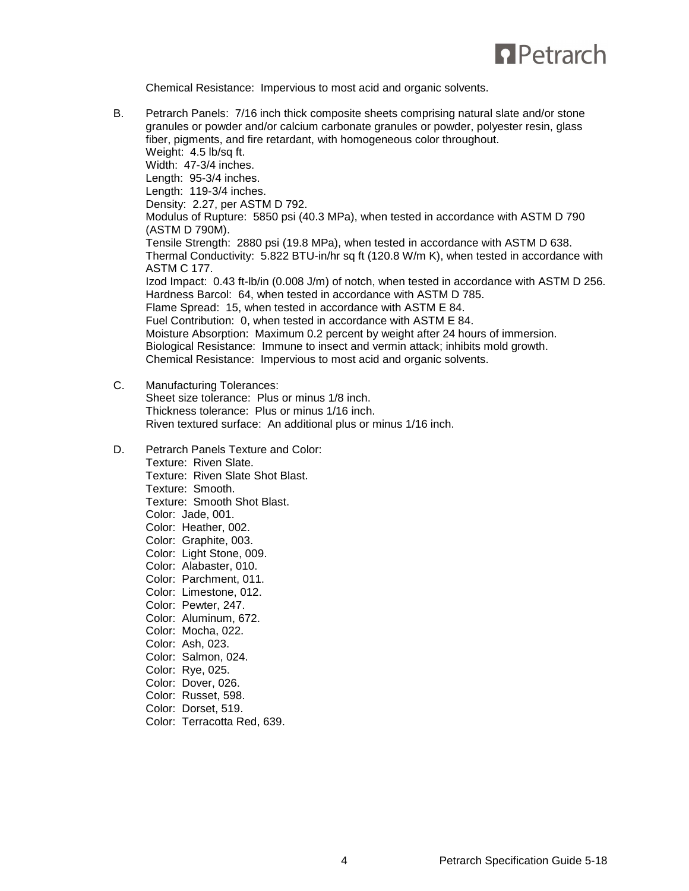Chemical Resistance: Impervious to most acid and organic solvents.

B. Petrarch Panels: 7/16 inch thick composite sheets comprising natural slate and/or stone granules or powder and/or calcium carbonate granules or powder, polyester resin, glass fiber, pigments, and fire retardant, with homogeneous color throughout.
Weight: 4.5 lb/sq ft.
Width: 47-3/4 inches.
Length: 95-3/4 inches.
Length: 119-3/4 inches.
Density: 2.27, per ASTM D 792.
Modulus of Rupture: 5850 psi (40.3 MPa), when tested in accordance with ASTM D 790 (ASTM D 790M).
Tensile Strength: 2880 psi (19.8 MPa), when tested in accordance with ASTM D 638.
Thermal Conductivity: 5.822 BTU-in/hr sq ft (120.8 W/m K), when tested in accordance with ASTM C 177.
Izod Impact: 0.43 ft-lb/in (0.008 J/m) of notch, when tested in accordance with ASTM D 256.
Hardness Barcol: 64, when tested in accordance with ASTM D 785.
Flame Spread: 15, when tested in accordance with ASTM E 84.
Fuel Contribution: 0, when tested in accordance with ASTM E 84.
Moisture Absorption: Maximum 0.2 percent by weight after 24 hours of immersion.
Biological Resistance: Immune to insect and vermin attack; inhibits mold growth.
Chemical Resistance: Impervious to most acid and organic solvents.

C. Manufacturing Tolerances:
Sheet size tolerance: Plus or minus 1/8 inch.
Thickness tolerance: Plus or minus 1/16 inch.
Riven textured surface: An additional plus or minus 1/16 inch.

D. Petrarch Panels Texture and Color:
Texture: Riven Slate.
Texture: Riven Slate Shot Blast.
Texture: Smooth.
Texture: Smooth Shot Blast.
Color: Jade, 001.
Color: Heather, 002.
Color: Graphite, 003.
Color: Light Stone, 009.
Color: Alabaster, 010.
Color: Parchment, 011.
Color: Limestone, 012.
Color: Pewter, 247.
Color: Aluminum, 672.
Color: Mocha, 022.
Color: Ash, 023.
Color: Salmon, 024.
Color: Rye, 025.
Color: Dover, 026.
Color: Russet, 598.
Color: Dorset, 519.
Color: Terracotta Red, 639.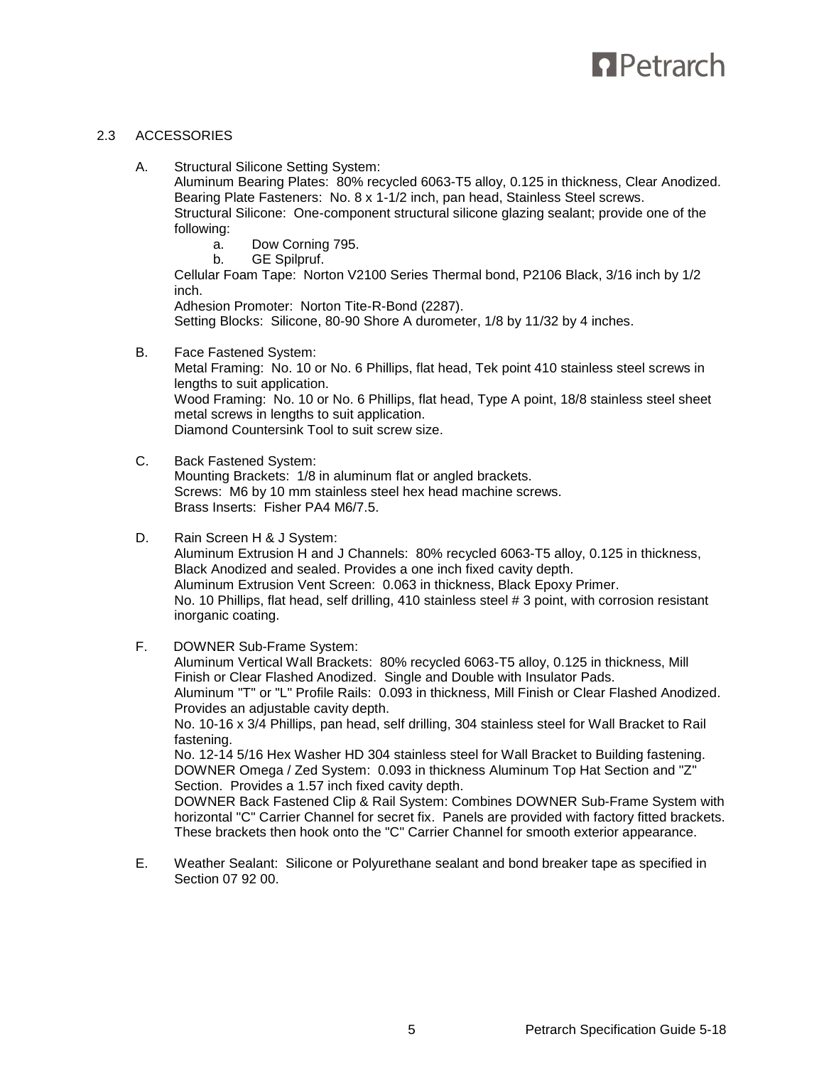## 2.3 ACCESSORIES

A. Structural Silicone Setting System:
Aluminum Bearing Plates: 80% recycled 6063-T5 alloy, 0.125 in thickness, Clear Anodized.
Bearing Plate Fasteners: No. 8 x 1-1/2 inch, pan head, Stainless Steel screws.
Structural Silicone: One-component structural silicone glazing sealant; provide one of the following:
   a. Dow Corning 795.
   b. GE Spilpruf.
Cellular Foam Tape: Norton V2100 Series Thermal bond, P2106 Black, 3/16 inch by 1/2 inch.
Adhesion Promoter: Norton Tite-R-Bond (2287).
Setting Blocks: Silicone, 80-90 Shore A durometer, 1/8 by 11/32 by 4 inches.

B. Face Fastened System:
Metal Framing: No. 10 or No. 6 Phillips, flat head, Tek point 410 stainless steel screws in lengths to suit application.
Wood Framing: No. 10 or No. 6 Phillips, flat head, Type A point, 18/8 stainless steel sheet metal screws in lengths to suit application.
Diamond Countersink Tool to suit screw size.

C. Back Fastened System:
Mounting Brackets: 1/8 in aluminum flat or angled brackets.
Screws: M6 by 10 mm stainless steel hex head machine screws.
Brass Inserts: Fisher PA4 M6/7.5.

D. Rain Screen H & J System:
Aluminum Extrusion H and J Channels: 80% recycled 6063-T5 alloy, 0.125 in thickness, Black Anodized and sealed. Provides a one inch fixed cavity depth.
Aluminum Extrusion Vent Screen: 0.063 in thickness, Black Epoxy Primer.
No. 10 Phillips, flat head, self drilling, 410 stainless steel # 3 point, with corrosion resistant inorganic coating.

F. DOWNER Sub-Frame System:
Aluminum Vertical Wall Brackets: 80% recycled 6063-T5 alloy, 0.125 in thickness, Mill Finish or Clear Flashed Anodized. Single and Double with Insulator Pads.
Aluminum "T" or "L" Profile Rails: 0.093 in thickness, Mill Finish or Clear Flashed Anodized. Provides an adjustable cavity depth.
No. 10-16 x 3/4 Phillips, pan head, self drilling, 304 stainless steel for Wall Bracket to Rail fastening.
No. 12-14 5/16 Hex Washer HD 304 stainless steel for Wall Bracket to Building fastening.
DOWNER Omega / Zed System: 0.093 in thickness Aluminum Top Hat Section and "Z" Section. Provides a 1.57 inch fixed cavity depth.
DOWNER Back Fastened Clip & Rail System: Combines DOWNER Sub-Frame System with horizontal "C" Carrier Channel for secret fix. Panels are provided with factory fitted brackets. These brackets then hook onto the "C" Carrier Channel for smooth exterior appearance.

E. Weather Sealant: Silicone or Polyurethane sealant and bond breaker tape as specified in Section 07 92 00.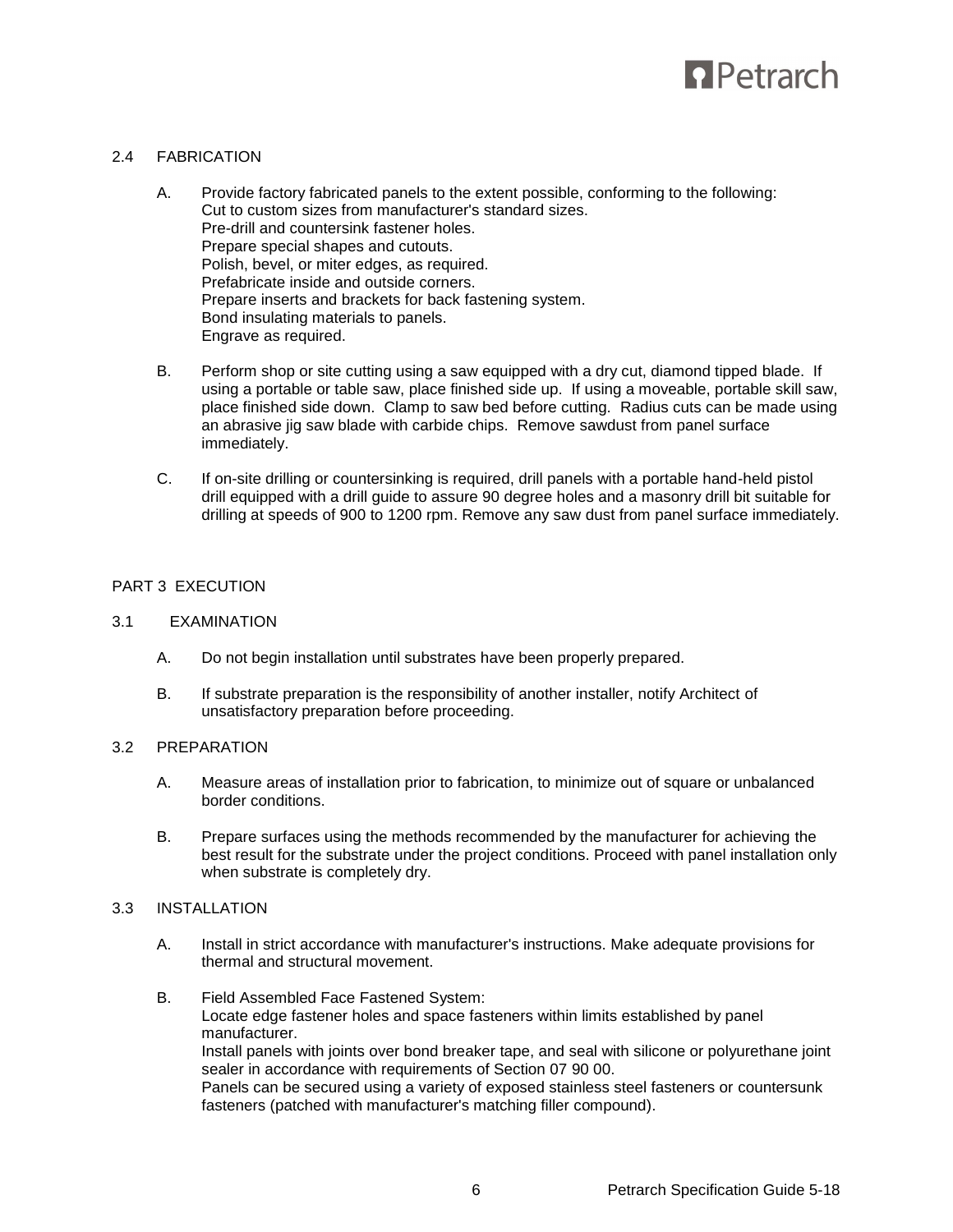## 2.4 FABRICATION

A. Provide factory fabricated panels to the extent possible, conforming to the following:
Cut to custom sizes from manufacturer's standard sizes.
Pre-drill and countersink fastener holes.
Prepare special shapes and cutouts.
Polish, bevel, or miter edges, as required.
Prefabricate inside and outside corners.
Prepare inserts and brackets for back fastening system.
Bond insulating materials to panels.
Engrave as required.

B. Perform shop or site cutting using a saw equipped with a dry cut, diamond tipped blade. If using a portable or table saw, place finished side up. If using a moveable, portable skill saw, place finished side down. Clamp to saw bed before cutting. Radius cuts can be made using an abrasive jig saw blade with carbide chips. Remove sawdust from panel surface immediately.

C. If on-site drilling or countersinking is required, drill panels with a portable hand-held pistol drill equipped with a drill guide to assure 90 degree holes and a masonry drill bit suitable for drilling at speeds of 900 to 1200 rpm. Remove any saw dust from panel surface immediately.

# PART 3 EXECUTION

## 3.1 EXAMINATION

A. Do not begin installation until substrates have been properly prepared.

B. If substrate preparation is the responsibility of another installer, notify Architect of unsatisfactory preparation before proceeding.

## 3.2 PREPARATION

A. Measure areas of installation prior to fabrication, to minimize out of square or unbalanced border conditions.

B. Prepare surfaces using the methods recommended by the manufacturer for achieving the best result for the substrate under the project conditions. Proceed with panel installation only when substrate is completely dry.

## 3.3 INSTALLATION

A. Install in strict accordance with manufacturer's instructions. Make adequate provisions for thermal and structural movement.

B. Field Assembled Face Fastened System:
Locate edge fastener holes and space fasteners within limits established by panel manufacturer.
Install panels with joints over bond breaker tape, and seal with silicone or polyurethane joint sealer in accordance with requirements of Section 07 90 00.
Panels can be secured using a variety of exposed stainless steel fasteners or countersunk fasteners (patched with manufacturer's matching filler compound).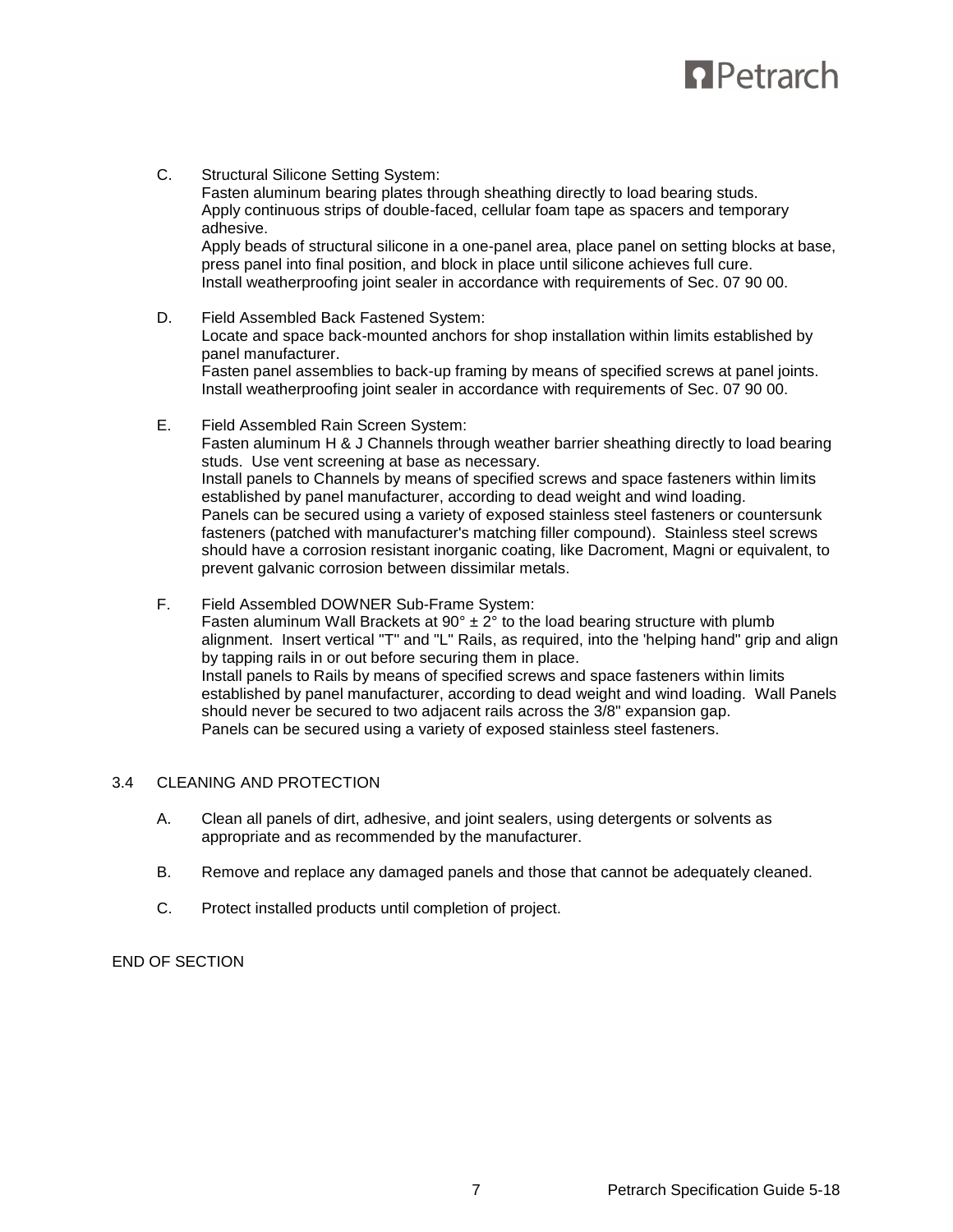C. Structural Silicone Setting System:
Fasten aluminum bearing plates through sheathing directly to load bearing studs.
Apply continuous strips of double-faced, cellular foam tape as spacers and temporary adhesive.
Apply beads of structural silicone in a one-panel area, place panel on setting blocks at base, press panel into final position, and block in place until silicone achieves full cure.
Install weatherproofing joint sealer in accordance with requirements of Sec. 07 90 00.

D. Field Assembled Back Fastened System:
Locate and space back-mounted anchors for shop installation within limits established by panel manufacturer.
Fasten panel assemblies to back-up framing by means of specified screws at panel joints.
Install weatherproofing joint sealer in accordance with requirements of Sec. 07 90 00.

E. Field Assembled Rain Screen System:
Fasten aluminum H & J Channels through weather barrier sheathing directly to load bearing studs. Use vent screening at base as necessary.
Install panels to Channels by means of specified screws and space fasteners within limits established by panel manufacturer, according to dead weight and wind loading.
Panels can be secured using a variety of exposed stainless steel fasteners or countersunk fasteners (patched with manufacturer's matching filler compound). Stainless steel screws should have a corrosion resistant inorganic coating, like Dacroment, Magni or equivalent, to prevent galvanic corrosion between dissimilar metals.

F. Field Assembled DOWNER Sub-Frame System:
Fasten aluminum Wall Brackets at 90° ± 2° to the load bearing structure with plumb alignment. Insert vertical "T" and "L" Rails, as required, into the 'helping hand" grip and align by tapping rails in or out before securing them in place.
Install panels to Rails by means of specified screws and space fasteners within limits established by panel manufacturer, according to dead weight and wind loading. Wall Panels should never be secured to two adjacent rails across the 3/8" expansion gap.
Panels can be secured using a variety of exposed stainless steel fasteners.

## 3.4 CLEANING AND PROTECTION

A. Clean all panels of dirt, adhesive, and joint sealers, using detergents or solvents as appropriate and as recommended by the manufacturer.

B. Remove and replace any damaged panels and those that cannot be adequately cleaned.

C. Protect installed products until completion of project.

END OF SECTION